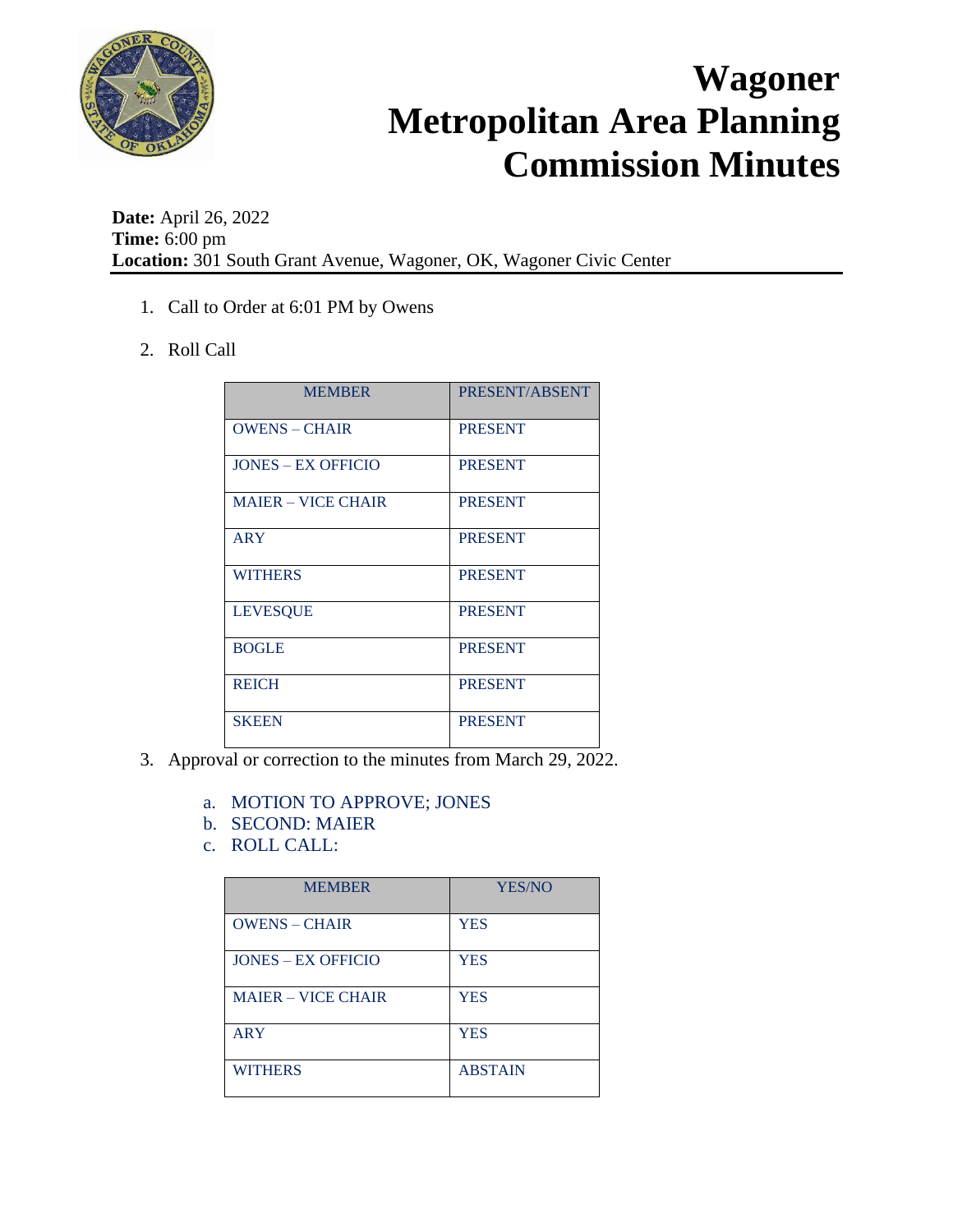# Wagoner Metropolitan Area Planning Commission Minutes

**Date:** April 26, 2022
**Time:** 6:00 pm
**Location:** 301 South Grant Avenue, Wagoner, OK, Wagoner Civic Center

1. Call to Order at 6:01 PM by Owens

2. Roll Call

| MEMBER | PRESENT/ABSENT |
|---|---|
| OWENS – CHAIR | PRESENT |
| JONES – EX OFFICIO | PRESENT |
| MAIER – VICE CHAIR | PRESENT |
| ARY | PRESENT |
| WITHERS | PRESENT |
| LEVESQUE | PRESENT |
| BOGLE | PRESENT |
| REICH | PRESENT |
| SKEEN | PRESENT |

3. Approval or correction to the minutes from March 29, 2022.

   a. MOTION TO APPROVE; JONES
   b. SECOND: MAIER
   c. ROLL CALL:

| MEMBER | YES/NO |
|---|---|
| OWENS – CHAIR | YES |
| JONES – EX OFFICIO | YES |
| MAIER – VICE CHAIR | YES |
| ARY | YES |
| WITHERS | ABSTAIN |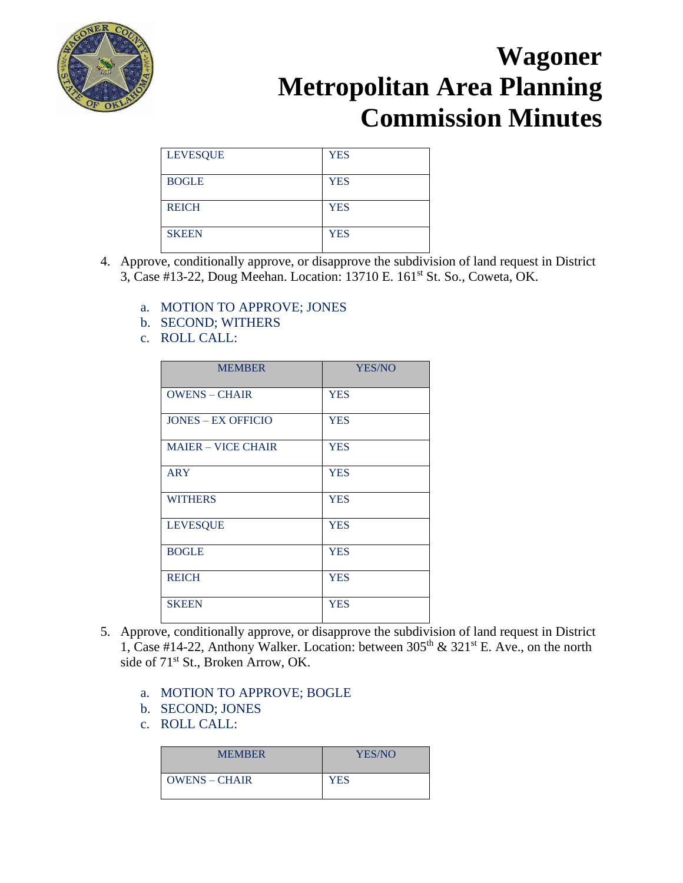| LEVESQUE | YES |
|---|---|
| BOGLE | YES |
| REICH | YES |
| SKEEN | YES |

4. Approve, conditionally approve, or disapprove the subdivision of land request in District 3, Case #13-22, Doug Meehan. Location: 13710 E. 161st St. So., Coweta, OK.

   a. MOTION TO APPROVE; JONES
   b. SECOND; WITHERS
   c. ROLL CALL:

| MEMBER | YES/NO |
|---|---|
| OWENS – CHAIR | YES |
| JONES – EX OFFICIO | YES |
| MAIER – VICE CHAIR | YES |
| ARY | YES |
| WITHERS | YES |
| LEVESQUE | YES |
| BOGLE | YES |
| REICH | YES |
| SKEEN | YES |

5. Approve, conditionally approve, or disapprove the subdivision of land request in District 1, Case #14-22, Anthony Walker. Location: between 305th & 321st E. Ave., on the north side of 71st St., Broken Arrow, OK.

   a. MOTION TO APPROVE; BOGLE
   b. SECOND; JONES
   c. ROLL CALL:

| MEMBER | YES/NO |
|---|---|
| OWENS – CHAIR | YES |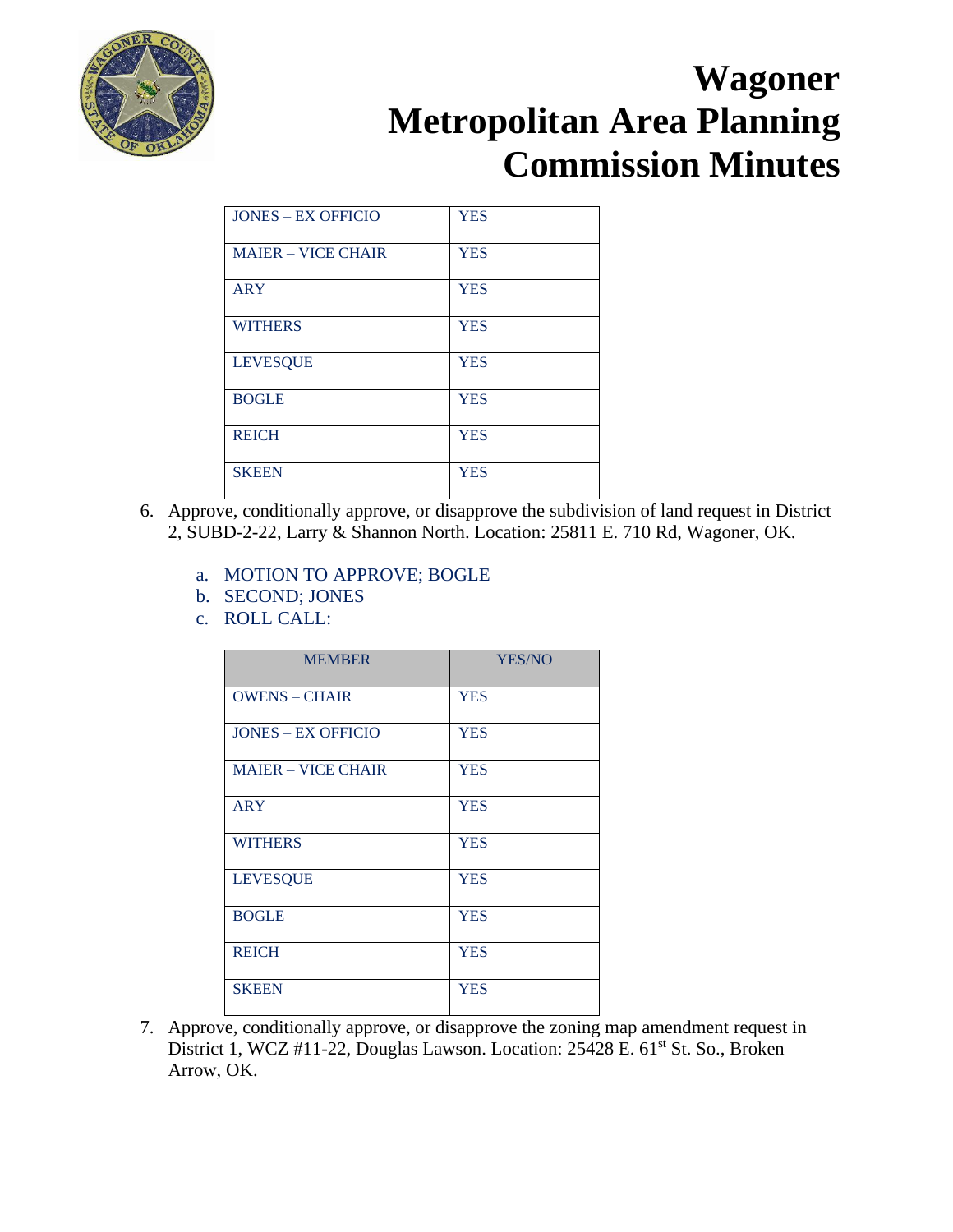# Wagoner Metropolitan Area Planning Commission Minutes

| JONES – EX OFFICIO | YES |
|---|---|
| MAIER – VICE CHAIR | YES |
| ARY | YES |
| WITHERS | YES |
| LEVESQUE | YES |
| BOGLE | YES |
| REICH | YES |
| SKEEN | YES |

6. Approve, conditionally approve, or disapprove the subdivision of land request in District 2, SUBD-2-22, Larry & Shannon North. Location: 25811 E. 710 Rd, Wagoner, OK.

   a. MOTION TO APPROVE; BOGLE
   b. SECOND; JONES
   c. ROLL CALL:

| MEMBER | YES/NO |
|---|---|
| OWENS – CHAIR | YES |
| JONES – EX OFFICIO | YES |
| MAIER – VICE CHAIR | YES |
| ARY | YES |
| WITHERS | YES |
| LEVESQUE | YES |
| BOGLE | YES |
| REICH | YES |
| SKEEN | YES |

7. Approve, conditionally approve, or disapprove the zoning map amendment request in District 1, WCZ #11-22, Douglas Lawson. Location: 25428 E. 61st St. So., Broken Arrow, OK.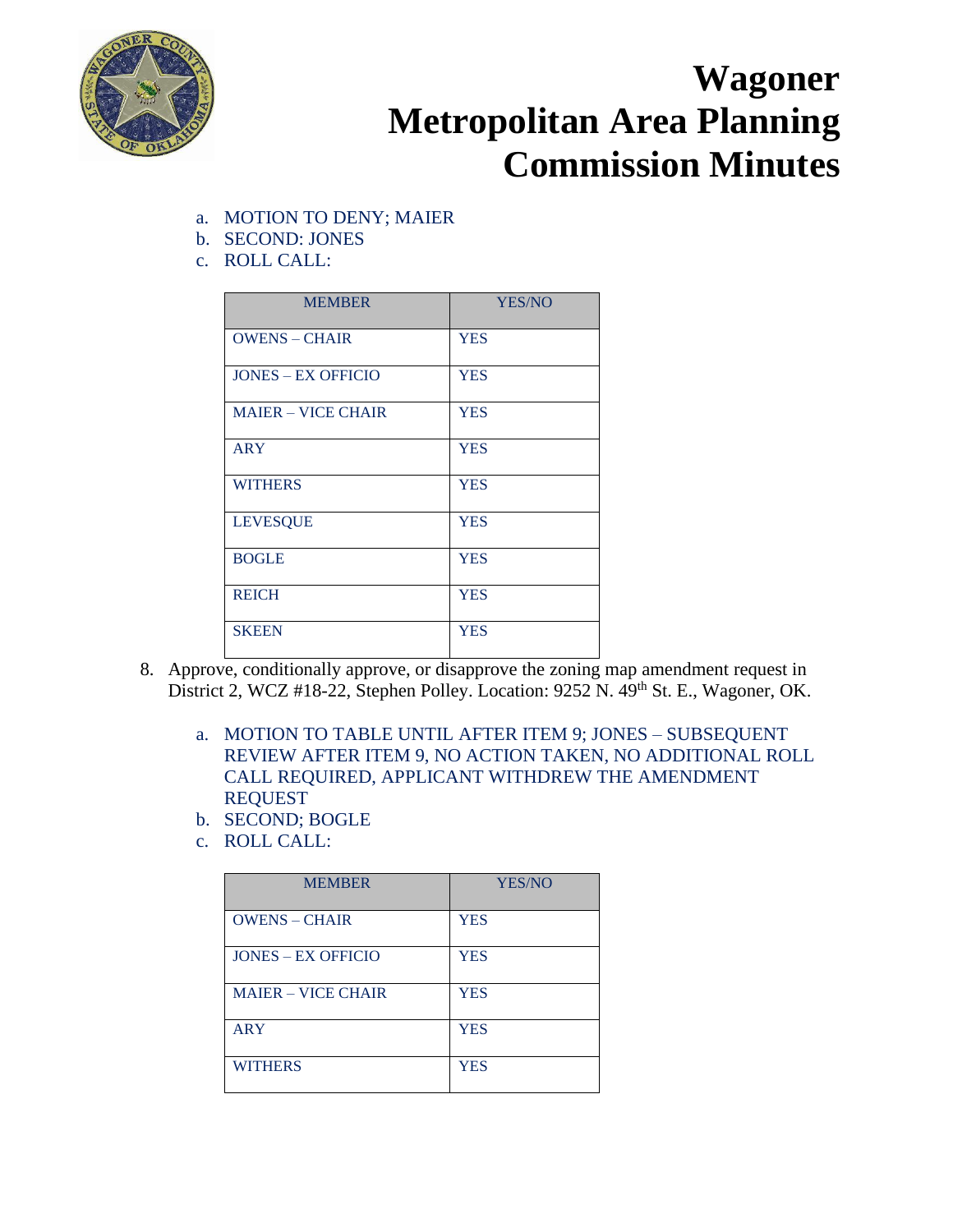a. MOTION TO DENY; MAIER
b. SECOND: JONES
c. ROLL CALL:

| MEMBER | YES/NO |
|---|---|
| OWENS – CHAIR | YES |
| JONES – EX OFFICIO | YES |
| MAIER – VICE CHAIR | YES |
| ARY | YES |
| WITHERS | YES |
| LEVESQUE | YES |
| BOGLE | YES |
| REICH | YES |
| SKEEN | YES |

8. Approve, conditionally approve, or disapprove the zoning map amendment request in District 2, WCZ #18-22, Stephen Polley. Location: 9252 N. 49th St. E., Wagoner, OK.

   a. MOTION TO TABLE UNTIL AFTER ITEM 9; JONES – SUBSEQUENT REVIEW AFTER ITEM 9, NO ACTION TAKEN, NO ADDITIONAL ROLL CALL REQUIRED, APPLICANT WITHDREW THE AMENDMENT REQUEST
   b. SECOND; BOGLE
   c. ROLL CALL:

| MEMBER | YES/NO |
|---|---|
| OWENS – CHAIR | YES |
| JONES – EX OFFICIO | YES |
| MAIER – VICE CHAIR | YES |
| ARY | YES |
| WITHERS | YES |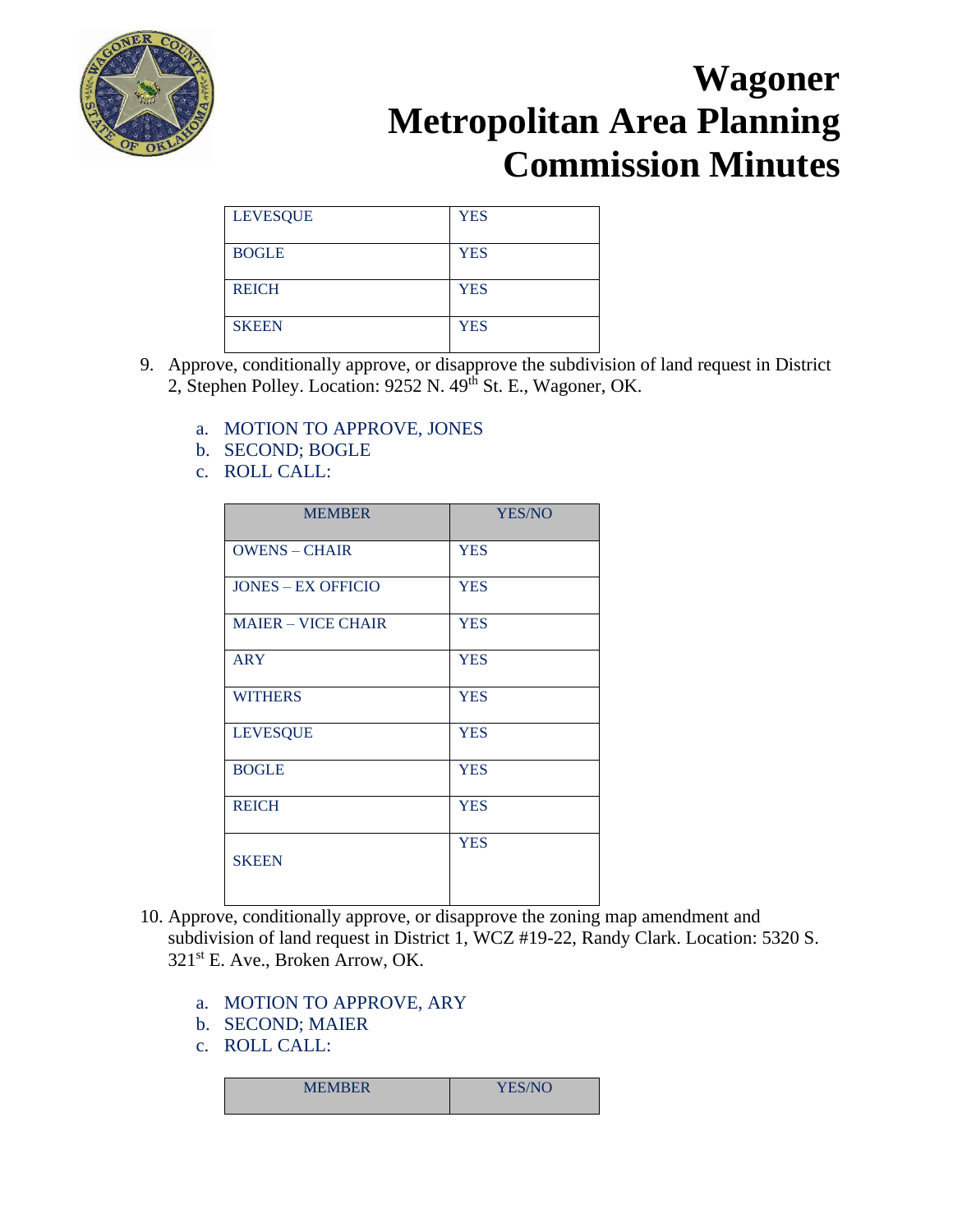# Wagoner Metropolitan Area Planning Commission Minutes

| | |
|---|---|
| LEVESQUE | YES |
| BOGLE | YES |
| REICH | YES |
| SKEEN | YES |

9. Approve, conditionally approve, or disapprove the subdivision of land request in District 2, Stephen Polley. Location: 9252 N. 49th St. E., Wagoner, OK.

   a. MOTION TO APPROVE, JONES
   b. SECOND; BOGLE
   c. ROLL CALL:

| MEMBER | YES/NO |
|---|---|
| OWENS – CHAIR | YES |
| JONES – EX OFFICIO | YES |
| MAIER – VICE CHAIR | YES |
| ARY | YES |
| WITHERS | YES |
| LEVESQUE | YES |
| BOGLE | YES |
| REICH | YES |
| SKEEN | YES |

10. Approve, conditionally approve, or disapprove the zoning map amendment and subdivision of land request in District 1, WCZ #19-22, Randy Clark. Location: 5320 S. 321st E. Ave., Broken Arrow, OK.

   a. MOTION TO APPROVE, ARY
   b. SECOND; MAIER
   c. ROLL CALL:

| MEMBER | YES/NO |
|---|---|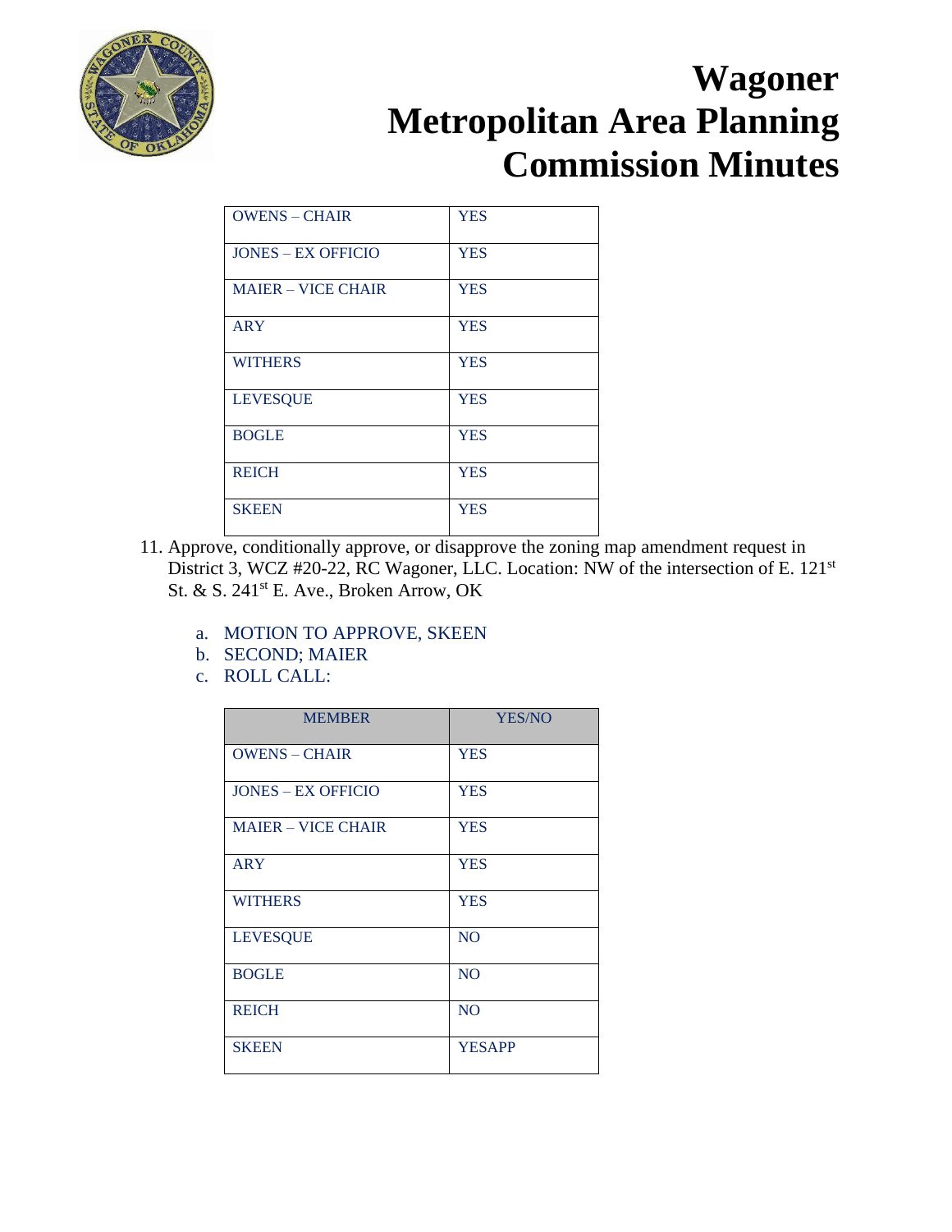# Wagoner Metropolitan Area Planning Commission Minutes

| | |
|---|---|
| OWENS – CHAIR | YES |
| JONES – EX OFFICIO | YES |
| MAIER – VICE CHAIR | YES |
| ARY | YES |
| WITHERS | YES |
| LEVESQUE | YES |
| BOGLE | YES |
| REICH | YES |
| SKEEN | YES |

11. Approve, conditionally approve, or disapprove the zoning map amendment request in District 3, WCZ #20-22, RC Wagoner, LLC. Location: NW of the intersection of E. 121st St. & S. 241st E. Ave., Broken Arrow, OK

    a. MOTION TO APPROVE, SKEEN
    b. SECOND; MAIER
    c. ROLL CALL:

| MEMBER | YES/NO |
|---|---|
| OWENS – CHAIR | YES |
| JONES – EX OFFICIO | YES |
| MAIER – VICE CHAIR | YES |
| ARY | YES |
| WITHERS | YES |
| LEVESQUE | NO |
| BOGLE | NO |
| REICH | NO |
| SKEEN | YESAPP |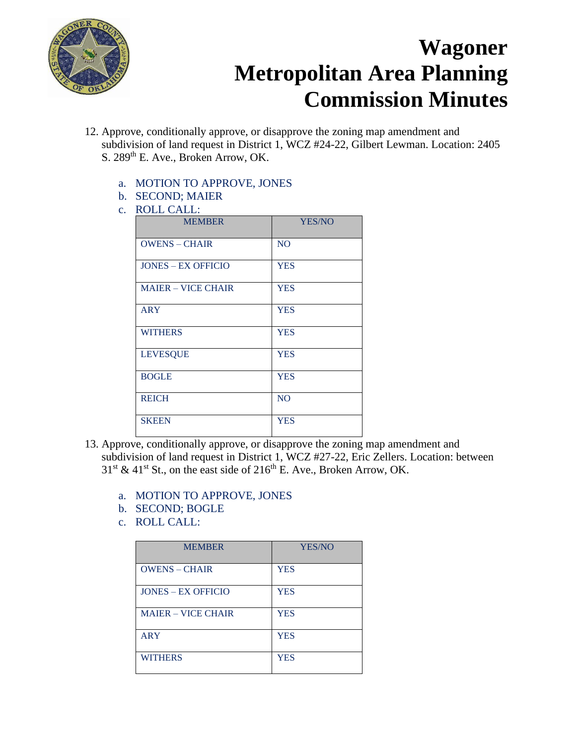# Wagoner Metropolitan Area Planning Commission Minutes

12. Approve, conditionally approve, or disapprove the zoning map amendment and subdivision of land request in District 1, WCZ #24-22, Gilbert Lewman. Location: 2405 S. 289th E. Ave., Broken Arrow, OK.

    a. MOTION TO APPROVE, JONES
    b. SECOND; MAIER
    c. ROLL CALL:

| MEMBER | YES/NO |
|---|---|
| OWENS – CHAIR | NO |
| JONES – EX OFFICIO | YES |
| MAIER – VICE CHAIR | YES |
| ARY | YES |
| WITHERS | YES |
| LEVESQUE | YES |
| BOGLE | YES |
| REICH | NO |
| SKEEN | YES |

13. Approve, conditionally approve, or disapprove the zoning map amendment and subdivision of land request in District 1, WCZ #27-22, Eric Zellers. Location: between 31st & 41st St., on the east side of 216th E. Ave., Broken Arrow, OK.

    a. MOTION TO APPROVE, JONES
    b. SECOND; BOGLE
    c. ROLL CALL:

| MEMBER | YES/NO |
|---|---|
| OWENS – CHAIR | YES |
| JONES – EX OFFICIO | YES |
| MAIER – VICE CHAIR | YES |
| ARY | YES |
| WITHERS | YES |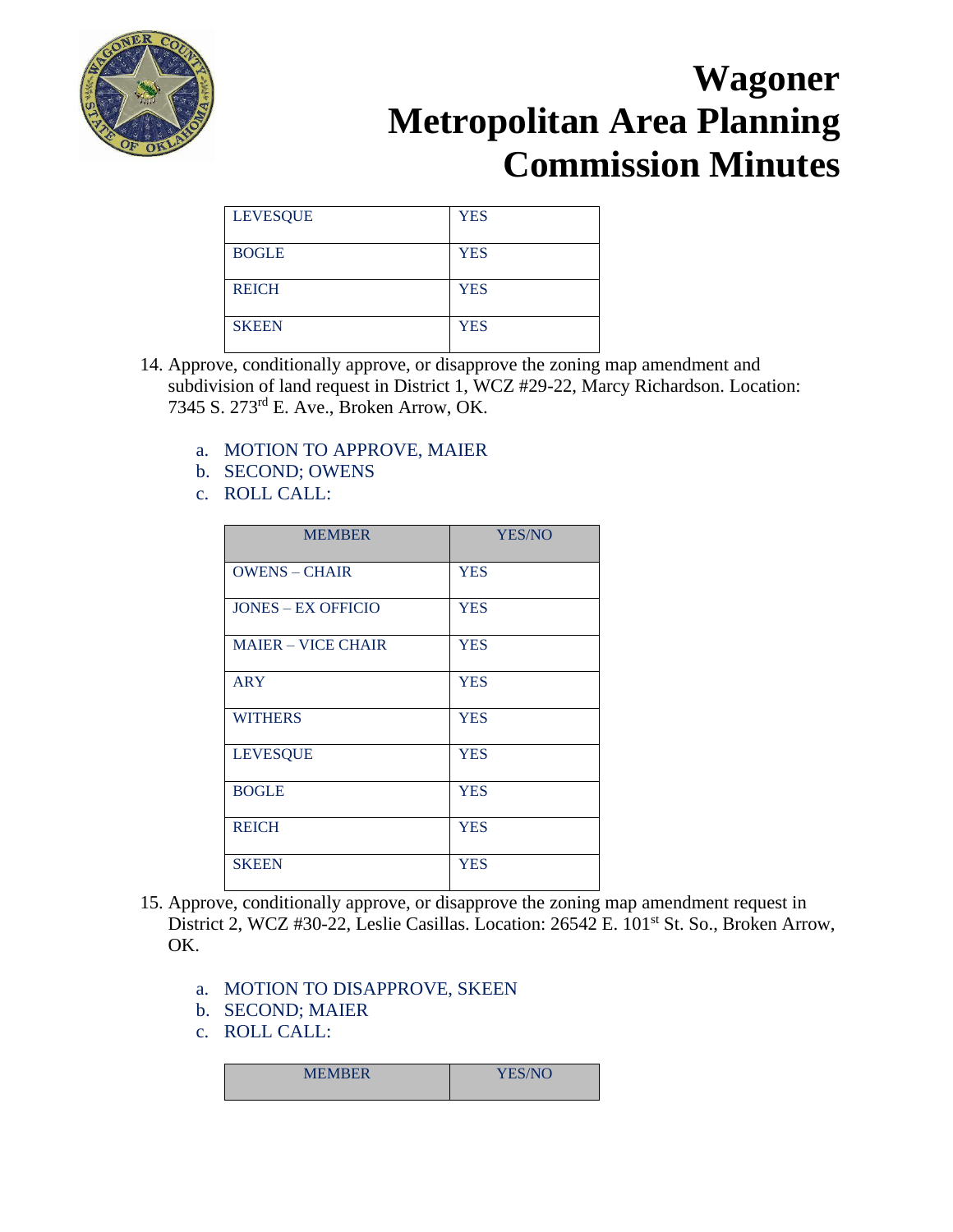| | |
|---|---|
| LEVESQUE | YES |
| BOGLE | YES |
| REICH | YES |
| SKEEN | YES |

14. Approve, conditionally approve, or disapprove the zoning map amendment and subdivision of land request in District 1, WCZ #29-22, Marcy Richardson. Location: 7345 S. 273rd E. Ave., Broken Arrow, OK.

    a. MOTION TO APPROVE, MAIER
    b. SECOND; OWENS
    c. ROLL CALL:

| MEMBER | YES/NO |
|---|---|
| OWENS – CHAIR | YES |
| JONES – EX OFFICIO | YES |
| MAIER – VICE CHAIR | YES |
| ARY | YES |
| WITHERS | YES |
| LEVESQUE | YES |
| BOGLE | YES |
| REICH | YES |
| SKEEN | YES |

15. Approve, conditionally approve, or disapprove the zoning map amendment request in District 2, WCZ #30-22, Leslie Casillas. Location: 26542 E. 101st St. So., Broken Arrow, OK.

    a. MOTION TO DISAPPROVE, SKEEN
    b. SECOND; MAIER
    c. ROLL CALL:

| MEMBER | YES/NO |
|---|---|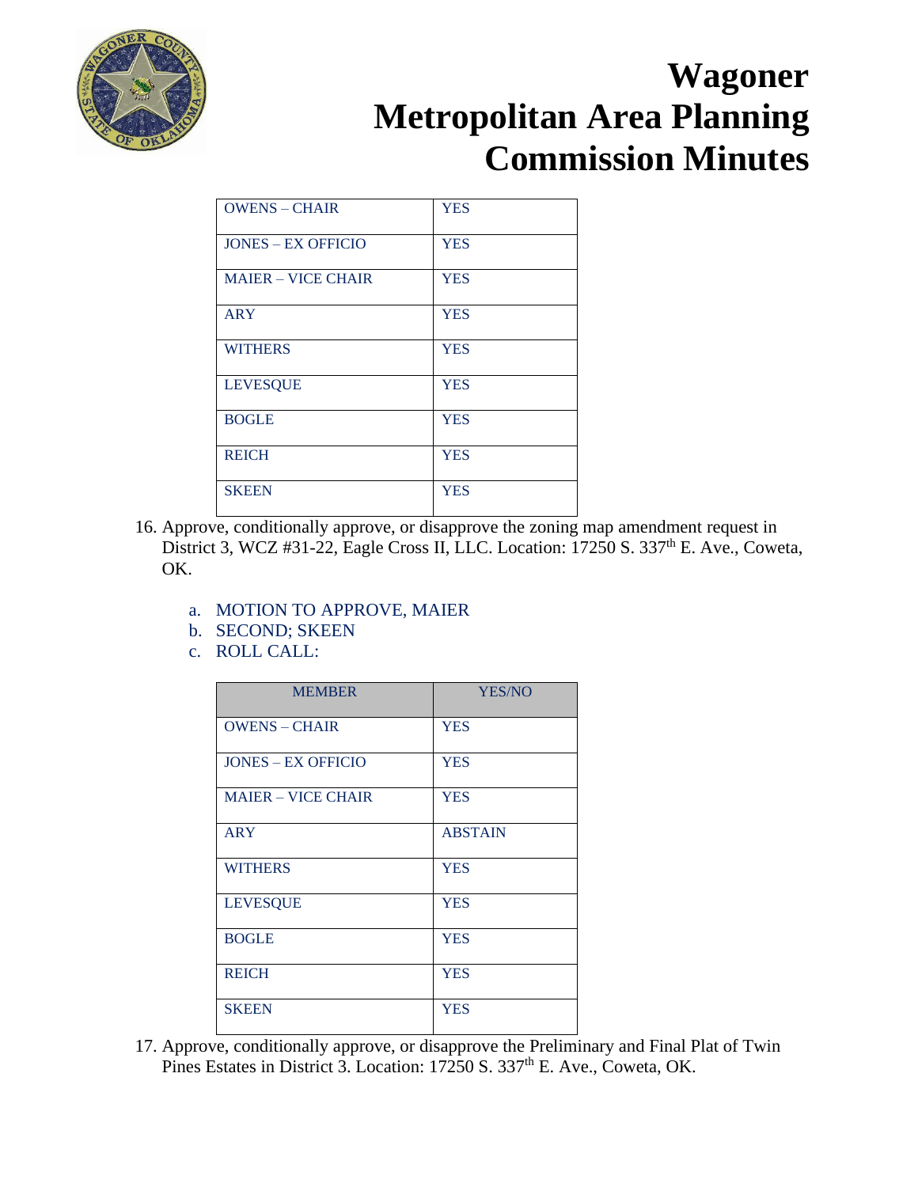# Wagoner Metropolitan Area Planning Commission Minutes

| | |
|---|---|
| OWENS – CHAIR | YES |
| JONES – EX OFFICIO | YES |
| MAIER – VICE CHAIR | YES |
| ARY | YES |
| WITHERS | YES |
| LEVESQUE | YES |
| BOGLE | YES |
| REICH | YES |
| SKEEN | YES |

16. Approve, conditionally approve, or disapprove the zoning map amendment request in District 3, WCZ #31-22, Eagle Cross II, LLC. Location: 17250 S. 337th E. Ave., Coweta, OK.

   a. MOTION TO APPROVE, MAIER
   b. SECOND; SKEEN
   c. ROLL CALL:

| MEMBER | YES/NO |
|---|---|
| OWENS – CHAIR | YES |
| JONES – EX OFFICIO | YES |
| MAIER – VICE CHAIR | YES |
| ARY | ABSTAIN |
| WITHERS | YES |
| LEVESQUE | YES |
| BOGLE | YES |
| REICH | YES |
| SKEEN | YES |

17. Approve, conditionally approve, or disapprove the Preliminary and Final Plat of Twin Pines Estates in District 3. Location: 17250 S. 337th E. Ave., Coweta, OK.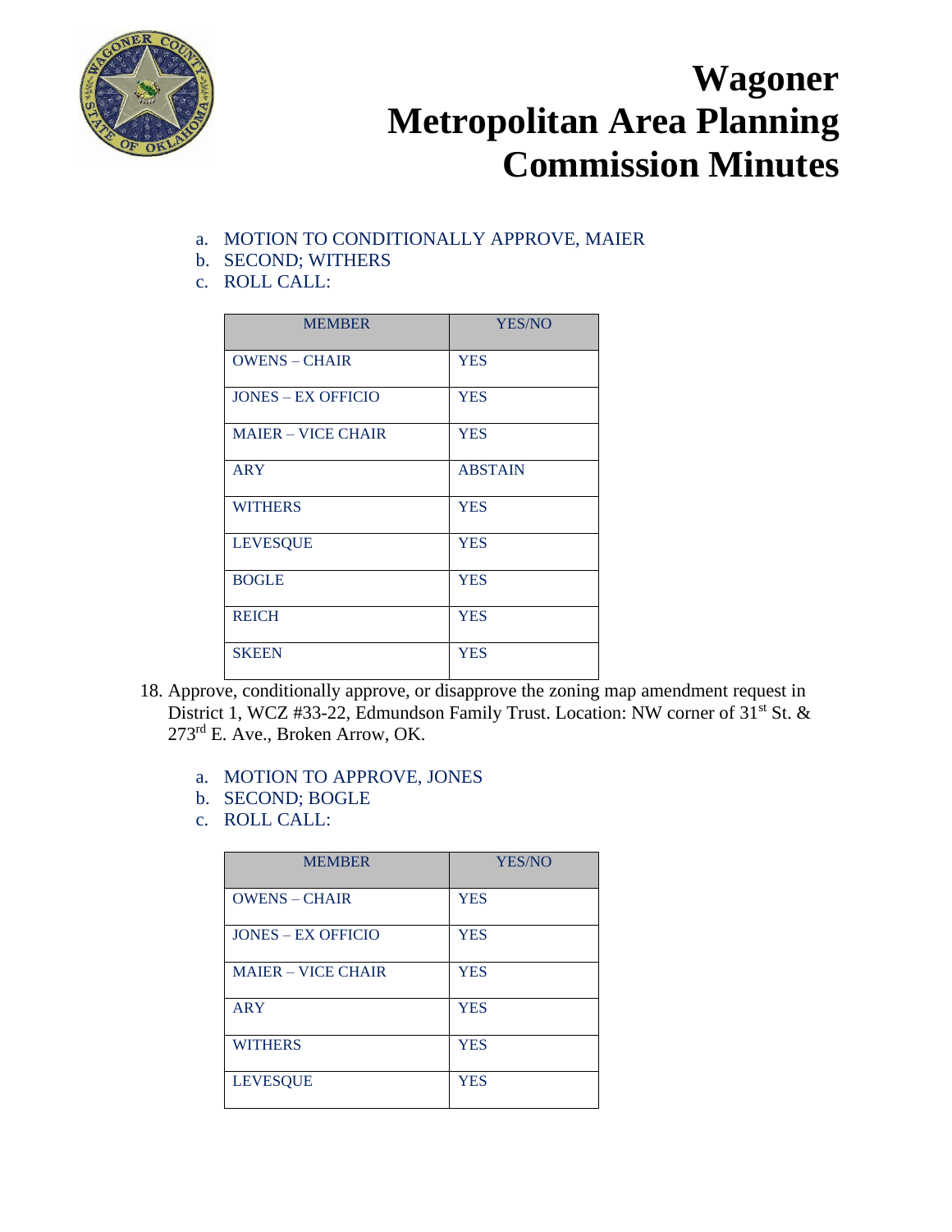# Wagoner Metropolitan Area Planning Commission Minutes

a. MOTION TO CONDITIONALLY APPROVE, MAIER
b. SECOND; WITHERS
c. ROLL CALL:

| MEMBER | YES/NO |
|---|---|
| OWENS – CHAIR | YES |
| JONES – EX OFFICIO | YES |
| MAIER – VICE CHAIR | YES |
| ARY | ABSTAIN |
| WITHERS | YES |
| LEVESQUE | YES |
| BOGLE | YES |
| REICH | YES |
| SKEEN | YES |

18. Approve, conditionally approve, or disapprove the zoning map amendment request in District 1, WCZ #33-22, Edmundson Family Trust. Location: NW corner of 31st St. & 273rd E. Ave., Broken Arrow, OK.

a. MOTION TO APPROVE, JONES
b. SECOND; BOGLE
c. ROLL CALL:

| MEMBER | YES/NO |
|---|---|
| OWENS – CHAIR | YES |
| JONES – EX OFFICIO | YES |
| MAIER – VICE CHAIR | YES |
| ARY | YES |
| WITHERS | YES |
| LEVESQUE | YES |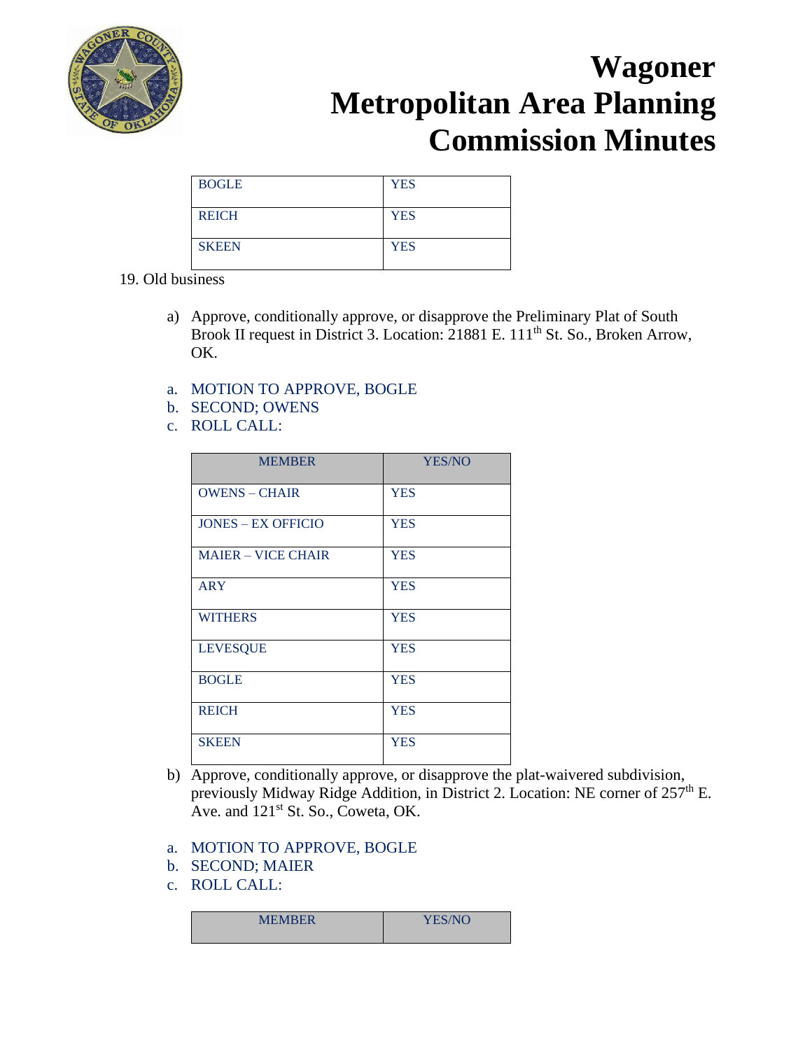# Wagoner Metropolitan Area Planning Commission Minutes

| | |
|---|---|
| BOGLE | YES |
| REICH | YES |
| SKEEN | YES |

19. Old business

a) Approve, conditionally approve, or disapprove the Preliminary Plat of South Brook II request in District 3. Location: 21881 E. 111th St. So., Broken Arrow, OK.

a. MOTION TO APPROVE, BOGLE
b. SECOND; OWENS
c. ROLL CALL:

| MEMBER | YES/NO |
|---|---|
| OWENS – CHAIR | YES |
| JONES – EX OFFICIO | YES |
| MAIER – VICE CHAIR | YES |
| ARY | YES |
| WITHERS | YES |
| LEVESQUE | YES |
| BOGLE | YES |
| REICH | YES |
| SKEEN | YES |

b) Approve, conditionally approve, or disapprove the plat-waivered subdivision, previously Midway Ridge Addition, in District 2. Location: NE corner of 257th E. Ave. and 121st St. So., Coweta, OK.

a. MOTION TO APPROVE, BOGLE
b. SECOND; MAIER
c. ROLL CALL:

| MEMBER | YES/NO |
|---|---|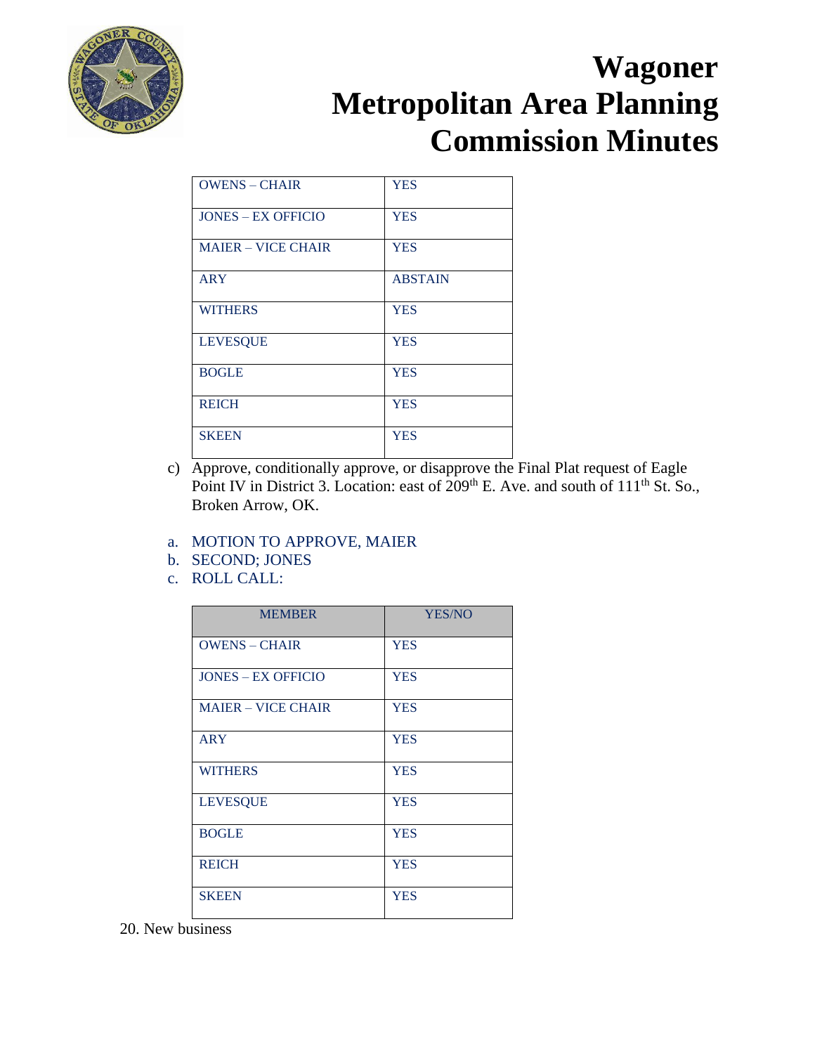# Wagoner Metropolitan Area Planning Commission Minutes

| OWENS – CHAIR | YES |
|---|---|
| JONES – EX OFFICIO | YES |
| MAIER – VICE CHAIR | YES |
| ARY | ABSTAIN |
| WITHERS | YES |
| LEVESQUE | YES |
| BOGLE | YES |
| REICH | YES |
| SKEEN | YES |

c) Approve, conditionally approve, or disapprove the Final Plat request of Eagle Point IV in District 3. Location: east of 209th E. Ave. and south of 111th St. So., Broken Arrow, OK.

a. MOTION TO APPROVE, MAIER
b. SECOND; JONES
c. ROLL CALL:

| MEMBER | YES/NO |
|---|---|
| OWENS – CHAIR | YES |
| JONES – EX OFFICIO | YES |
| MAIER – VICE CHAIR | YES |
| ARY | YES |
| WITHERS | YES |
| LEVESQUE | YES |
| BOGLE | YES |
| REICH | YES |
| SKEEN | YES |

20. New business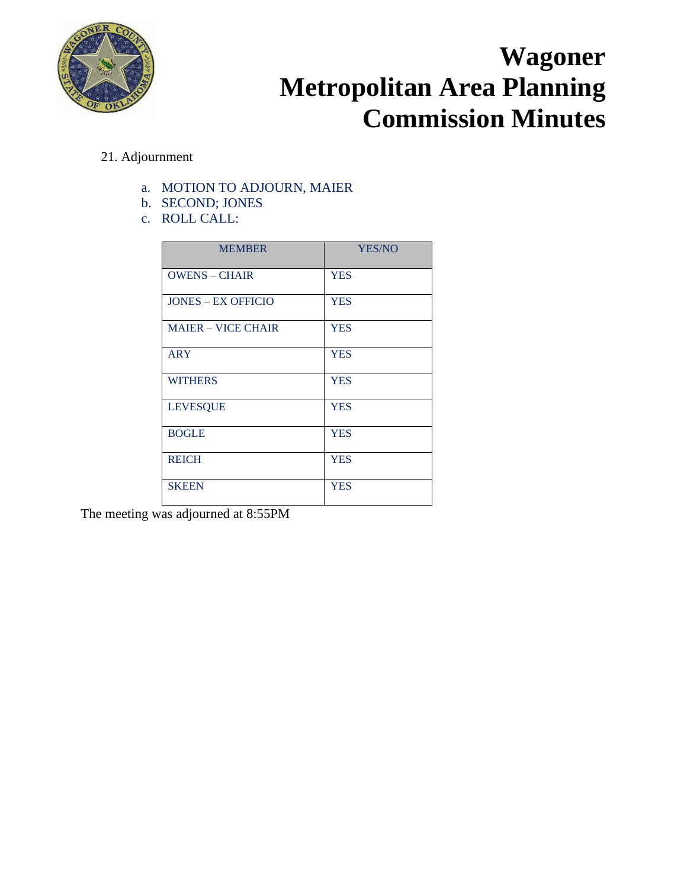# Wagoner Metropolitan Area Planning Commission Minutes

21. Adjournment

a. MOTION TO ADJOURN, MAIER
b. SECOND; JONES
c. ROLL CALL:

| MEMBER | YES/NO |
|---|---|
| OWENS – CHAIR | YES |
| JONES – EX OFFICIO | YES |
| MAIER – VICE CHAIR | YES |
| ARY | YES |
| WITHERS | YES |
| LEVESQUE | YES |
| BOGLE | YES |
| REICH | YES |
| SKEEN | YES |

The meeting was adjourned at 8:55PM